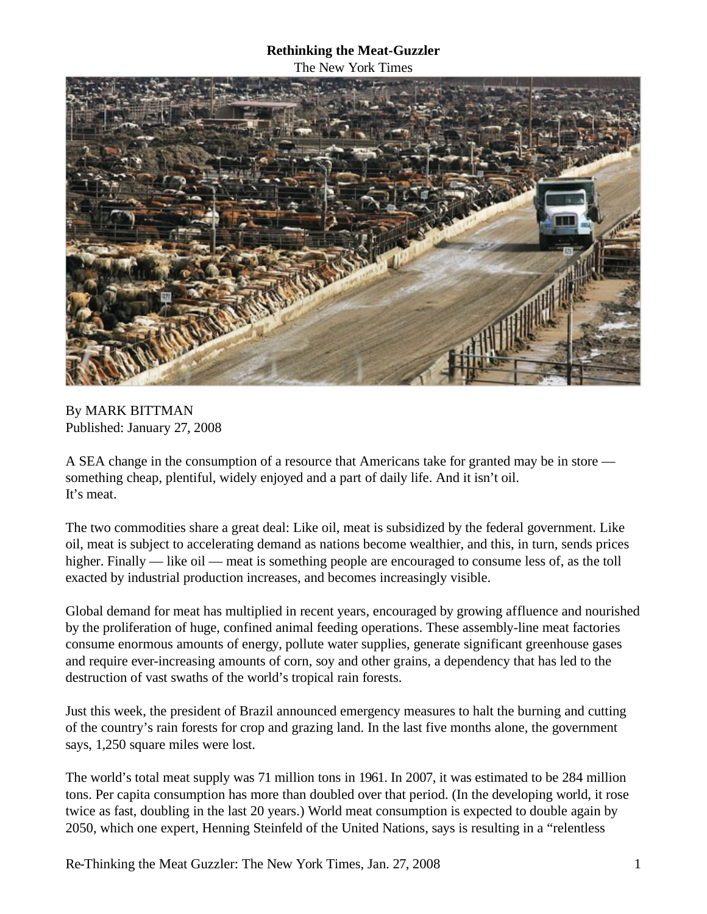# Rethinking the Meat-Guzzler

The New York Times

By MARK BITTMAN
Published: January 27, 2008

A SEA change in the consumption of a resource that Americans take for granted may be in store — something cheap, plentiful, widely enjoyed and a part of daily life. And it isn't oil.
It's meat.

The two commodities share a great deal: Like oil, meat is subsidized by the federal government. Like oil, meat is subject to accelerating demand as nations become wealthier, and this, in turn, sends prices higher. Finally — like oil — meat is something people are encouraged to consume less of, as the toll exacted by industrial production increases, and becomes increasingly visible.

Global demand for meat has multiplied in recent years, encouraged by growing affluence and nourished by the proliferation of huge, confined animal feeding operations. These assembly-line meat factories consume enormous amounts of energy, pollute water supplies, generate significant greenhouse gases and require ever-increasing amounts of corn, soy and other grains, a dependency that has led to the destruction of vast swaths of the world's tropical rain forests.

Just this week, the president of Brazil announced emergency measures to halt the burning and cutting of the country's rain forests for crop and grazing land. In the last five months alone, the government says, 1,250 square miles were lost.

The world's total meat supply was 71 million tons in 1961. In 2007, it was estimated to be 284 million tons. Per capita consumption has more than doubled over that period. (In the developing world, it rose twice as fast, doubling in the last 20 years.) World meat consumption is expected to double again by 2050, which one expert, Henning Steinfeld of the United Nations, says is resulting in a "relentless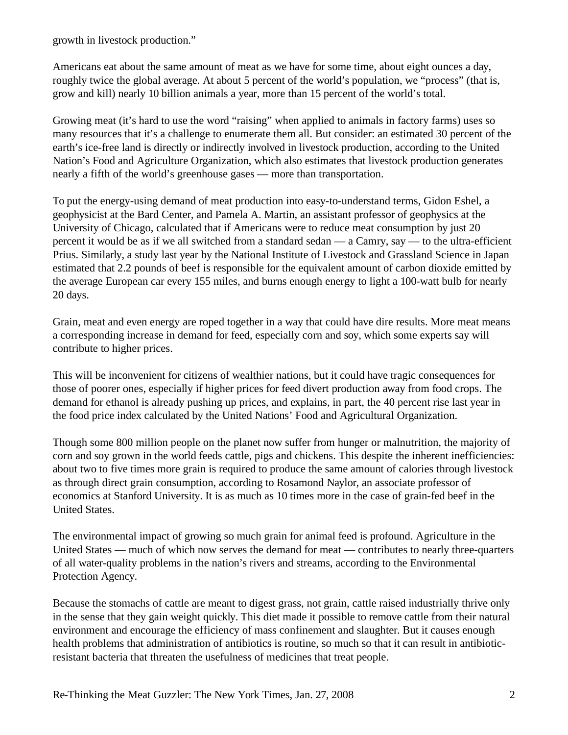growth in livestock production."

Americans eat about the same amount of meat as we have for some time, about eight ounces a day, roughly twice the global average. At about 5 percent of the world's population, we "process" (that is, grow and kill) nearly 10 billion animals a year, more than 15 percent of the world's total.

Growing meat (it's hard to use the word "raising" when applied to animals in factory farms) uses so many resources that it's a challenge to enumerate them all. But consider: an estimated 30 percent of the earth's ice-free land is directly or indirectly involved in livestock production, according to the United Nation's Food and Agriculture Organization, which also estimates that livestock production generates nearly a fifth of the world's greenhouse gases — more than transportation.

To put the energy-using demand of meat production into easy-to-understand terms, Gidon Eshel, a geophysicist at the Bard Center, and Pamela A. Martin, an assistant professor of geophysics at the University of Chicago, calculated that if Americans were to reduce meat consumption by just 20 percent it would be as if we all switched from a standard sedan — a Camry, say — to the ultra-efficient Prius. Similarly, a study last year by the National Institute of Livestock and Grassland Science in Japan estimated that 2.2 pounds of beef is responsible for the equivalent amount of carbon dioxide emitted by the average European car every 155 miles, and burns enough energy to light a 100-watt bulb for nearly 20 days.

Grain, meat and even energy are roped together in a way that could have dire results. More meat means a corresponding increase in demand for feed, especially corn and soy, which some experts say will contribute to higher prices.

This will be inconvenient for citizens of wealthier nations, but it could have tragic consequences for those of poorer ones, especially if higher prices for feed divert production away from food crops. The demand for ethanol is already pushing up prices, and explains, in part, the 40 percent rise last year in the food price index calculated by the United Nations' Food and Agricultural Organization.

Though some 800 million people on the planet now suffer from hunger or malnutrition, the majority of corn and soy grown in the world feeds cattle, pigs and chickens. This despite the inherent inefficiencies: about two to five times more grain is required to produce the same amount of calories through livestock as through direct grain consumption, according to Rosamond Naylor, an associate professor of economics at Stanford University. It is as much as 10 times more in the case of grain-fed beef in the United States.

The environmental impact of growing so much grain for animal feed is profound. Agriculture in the United States — much of which now serves the demand for meat — contributes to nearly three-quarters of all water-quality problems in the nation's rivers and streams, according to the Environmental Protection Agency.

Because the stomachs of cattle are meant to digest grass, not grain, cattle raised industrially thrive only in the sense that they gain weight quickly. This diet made it possible to remove cattle from their natural environment and encourage the efficiency of mass confinement and slaughter. But it causes enough health problems that administration of antibiotics is routine, so much so that it can result in antibiotic-resistant bacteria that threaten the usefulness of medicines that treat people.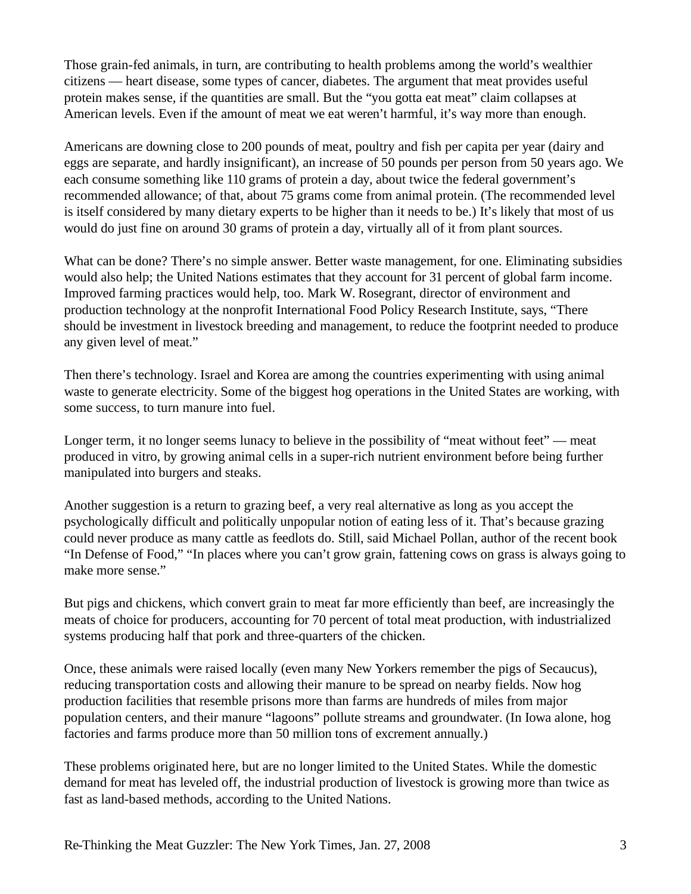Those grain-fed animals, in turn, are contributing to health problems among the world's wealthier citizens — heart disease, some types of cancer, diabetes. The argument that meat provides useful protein makes sense, if the quantities are small. But the "you gotta eat meat" claim collapses at American levels. Even if the amount of meat we eat weren't harmful, it's way more than enough.

Americans are downing close to 200 pounds of meat, poultry and fish per capita per year (dairy and eggs are separate, and hardly insignificant), an increase of 50 pounds per person from 50 years ago. We each consume something like 110 grams of protein a day, about twice the federal government's recommended allowance; of that, about 75 grams come from animal protein. (The recommended level is itself considered by many dietary experts to be higher than it needs to be.) It's likely that most of us would do just fine on around 30 grams of protein a day, virtually all of it from plant sources.

What can be done? There's no simple answer. Better waste management, for one. Eliminating subsidies would also help; the United Nations estimates that they account for 31 percent of global farm income. Improved farming practices would help, too. Mark W. Rosegrant, director of environment and production technology at the nonprofit International Food Policy Research Institute, says, "There should be investment in livestock breeding and management, to reduce the footprint needed to produce any given level of meat."

Then there's technology. Israel and Korea are among the countries experimenting with using animal waste to generate electricity. Some of the biggest hog operations in the United States are working, with some success, to turn manure into fuel.

Longer term, it no longer seems lunacy to believe in the possibility of "meat without feet" — meat produced in vitro, by growing animal cells in a super-rich nutrient environment before being further manipulated into burgers and steaks.

Another suggestion is a return to grazing beef, a very real alternative as long as you accept the psychologically difficult and politically unpopular notion of eating less of it. That's because grazing could never produce as many cattle as feedlots do. Still, said Michael Pollan, author of the recent book "In Defense of Food," "In places where you can't grow grain, fattening cows on grass is always going to make more sense."

But pigs and chickens, which convert grain to meat far more efficiently than beef, are increasingly the meats of choice for producers, accounting for 70 percent of total meat production, with industrialized systems producing half that pork and three-quarters of the chicken.

Once, these animals were raised locally (even many New Yorkers remember the pigs of Secaucus), reducing transportation costs and allowing their manure to be spread on nearby fields. Now hog production facilities that resemble prisons more than farms are hundreds of miles from major population centers, and their manure "lagoons" pollute streams and groundwater. (In Iowa alone, hog factories and farms produce more than 50 million tons of excrement annually.)

These problems originated here, but are no longer limited to the United States. While the domestic demand for meat has leveled off, the industrial production of livestock is growing more than twice as fast as land-based methods, according to the United Nations.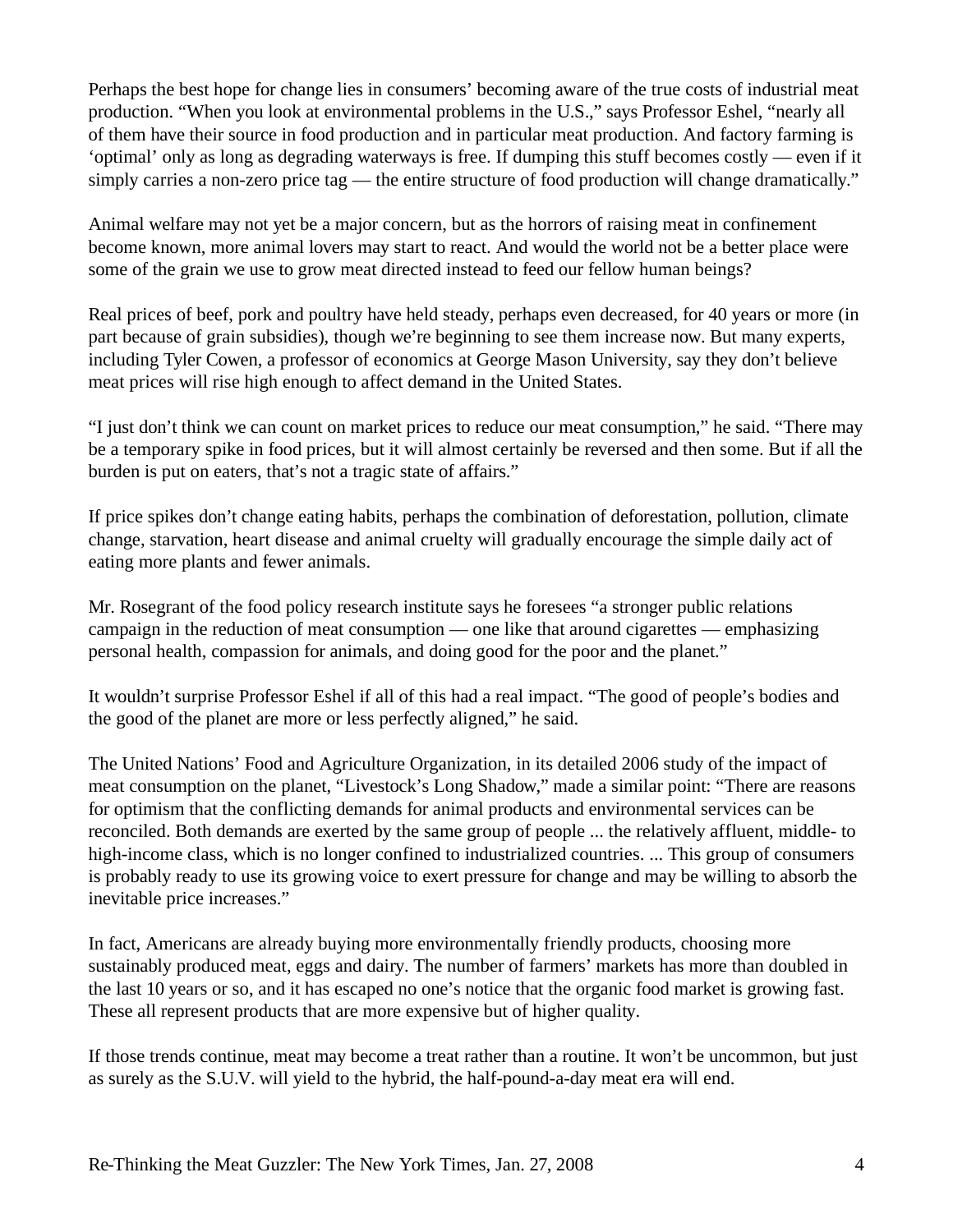Perhaps the best hope for change lies in consumers' becoming aware of the true costs of industrial meat production. "When you look at environmental problems in the U.S.," says Professor Eshel, "nearly all of them have their source in food production and in particular meat production. And factory farming is 'optimal' only as long as degrading waterways is free. If dumping this stuff becomes costly — even if it simply carries a non-zero price tag — the entire structure of food production will change dramatically."

Animal welfare may not yet be a major concern, but as the horrors of raising meat in confinement become known, more animal lovers may start to react. And would the world not be a better place were some of the grain we use to grow meat directed instead to feed our fellow human beings?

Real prices of beef, pork and poultry have held steady, perhaps even decreased, for 40 years or more (in part because of grain subsidies), though we're beginning to see them increase now. But many experts, including Tyler Cowen, a professor of economics at George Mason University, say they don't believe meat prices will rise high enough to affect demand in the United States.

"I just don't think we can count on market prices to reduce our meat consumption," he said. "There may be a temporary spike in food prices, but it will almost certainly be reversed and then some. But if all the burden is put on eaters, that's not a tragic state of affairs."

If price spikes don't change eating habits, perhaps the combination of deforestation, pollution, climate change, starvation, heart disease and animal cruelty will gradually encourage the simple daily act of eating more plants and fewer animals.

Mr. Rosegrant of the food policy research institute says he foresees "a stronger public relations campaign in the reduction of meat consumption — one like that around cigarettes — emphasizing personal health, compassion for animals, and doing good for the poor and the planet."

It wouldn't surprise Professor Eshel if all of this had a real impact. "The good of people's bodies and the good of the planet are more or less perfectly aligned," he said.

The United Nations' Food and Agriculture Organization, in its detailed 2006 study of the impact of meat consumption on the planet, "Livestock's Long Shadow," made a similar point: "There are reasons for optimism that the conflicting demands for animal products and environmental services can be reconciled. Both demands are exerted by the same group of people ... the relatively affluent, middle- to high-income class, which is no longer confined to industrialized countries. ... This group of consumers is probably ready to use its growing voice to exert pressure for change and may be willing to absorb the inevitable price increases."

In fact, Americans are already buying more environmentally friendly products, choosing more sustainably produced meat, eggs and dairy. The number of farmers' markets has more than doubled in the last 10 years or so, and it has escaped no one's notice that the organic food market is growing fast. These all represent products that are more expensive but of higher quality.

If those trends continue, meat may become a treat rather than a routine. It won't be uncommon, but just as surely as the S.U.V. will yield to the hybrid, the half-pound-a-day meat era will end.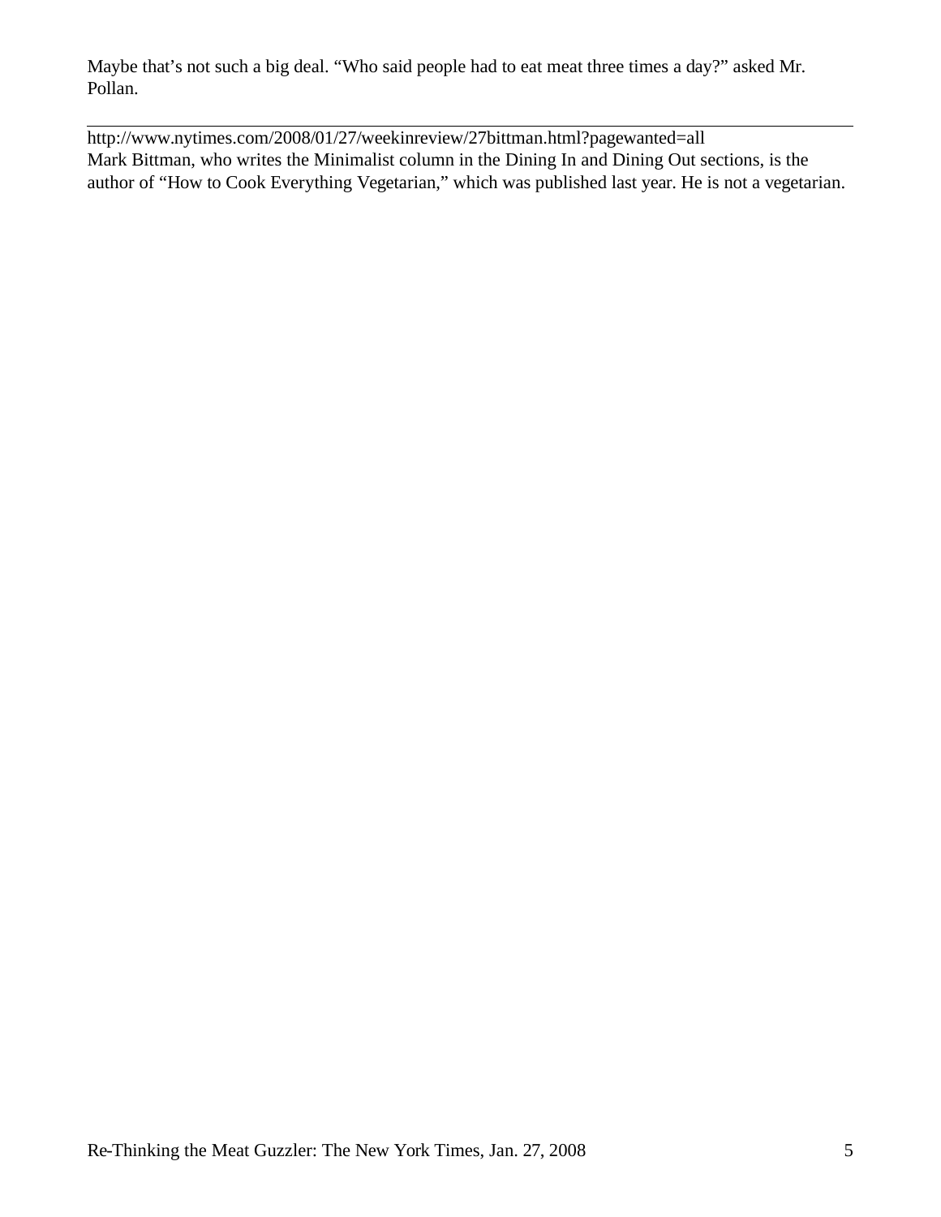Maybe that's not such a big deal. "Who said people had to eat meat three times a day?" asked Mr. Pollan.

---

http://www.nytimes.com/2008/01/27/weekinreview/27bittman.html?pagewanted=all
Mark Bittman, who writes the Minimalist column in the Dining In and Dining Out sections, is the author of "How to Cook Everything Vegetarian," which was published last year. He is not a vegetarian.